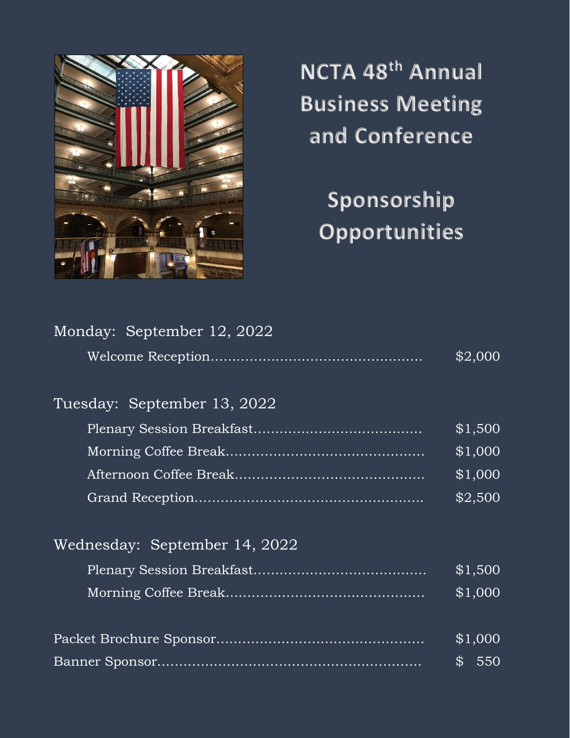# NCTA 48th Annual Business Meeting and Conference

## Sponsorship Opportunities

### Monday: September 12, 2022

| Item | Price |
| --- | --- |
| Welcome Reception | $2,000 |

### Tuesday: September 13, 2022

| Item | Price |
| --- | --- |
| Plenary Session Breakfast | $1,500 |
| Morning Coffee Break | $1,000 |
| Afternoon Coffee Break | $1,000 |
| Grand Reception | $2,500 |

### Wednesday: September 14, 2022

| Item | Price |
| --- | --- |
| Plenary Session Breakfast | $1,500 |
| Morning Coffee Break | $1,000 |

| Item | Price |
| --- | --- |
| Packet Brochure Sponsor | $1,000 |
| Banner Sponsor | $ 550 |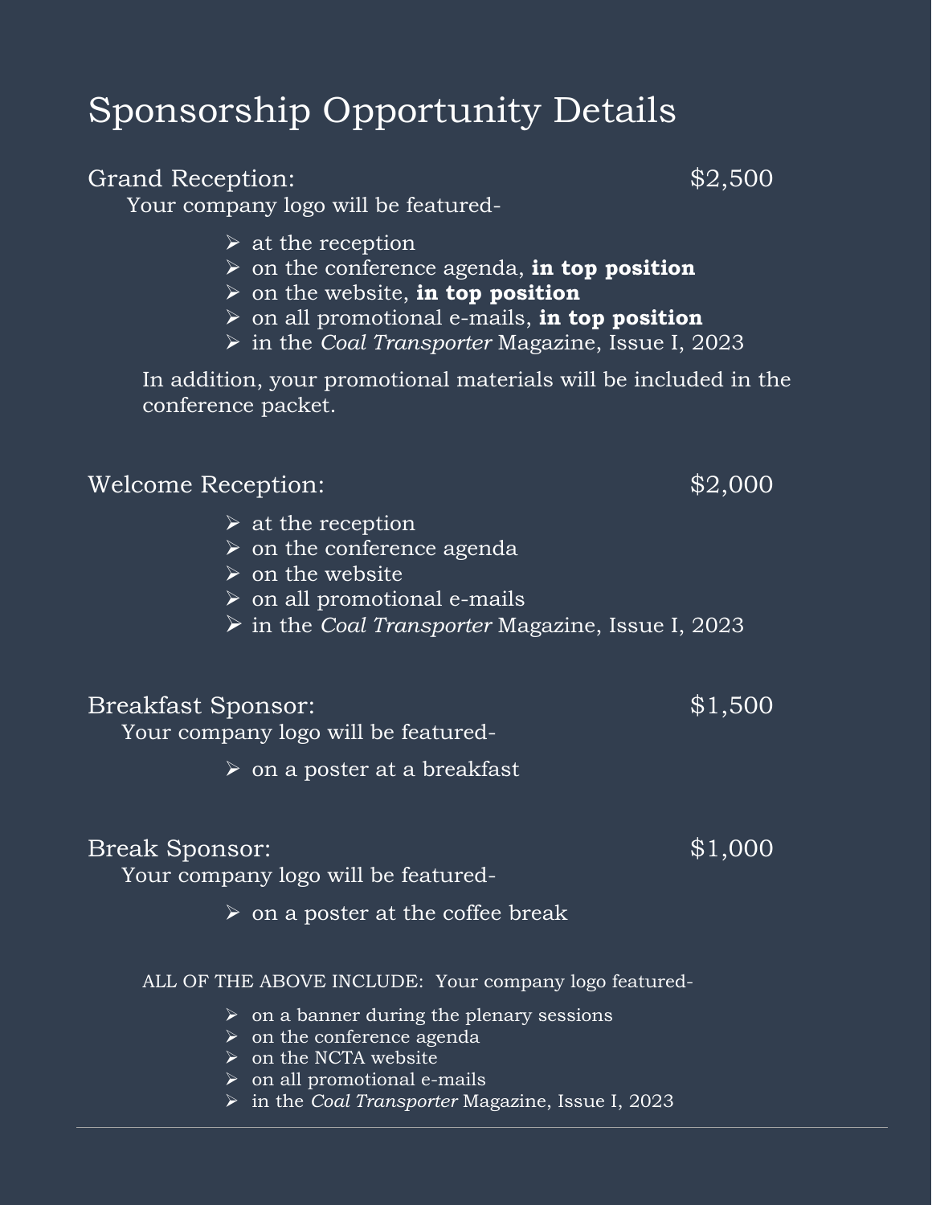# Sponsorship Opportunity Details

## Grand Reception: $2,500

Your company logo will be featured-

- at the reception
- on the conference agenda, **in top position**
- on the website, **in top position**
- on all promotional e-mails, **in top position**
- in the *Coal Transporter* Magazine, Issue I, 2023

In addition, your promotional materials will be included in the conference packet.

## Welcome Reception: $2,000

- at the reception
- on the conference agenda
- on the website
- on all promotional e-mails
- in the *Coal Transporter* Magazine, Issue I, 2023

## Breakfast Sponsor: $1,500

Your company logo will be featured-

- on a poster at a breakfast

## Break Sponsor: $1,000

Your company logo will be featured-

- on a poster at the coffee break

ALL OF THE ABOVE INCLUDE: Your company logo featured-

- on a banner during the plenary sessions
- on the conference agenda
- on the NCTA website
- on all promotional e-mails
- in the *Coal Transporter* Magazine, Issue I, 2023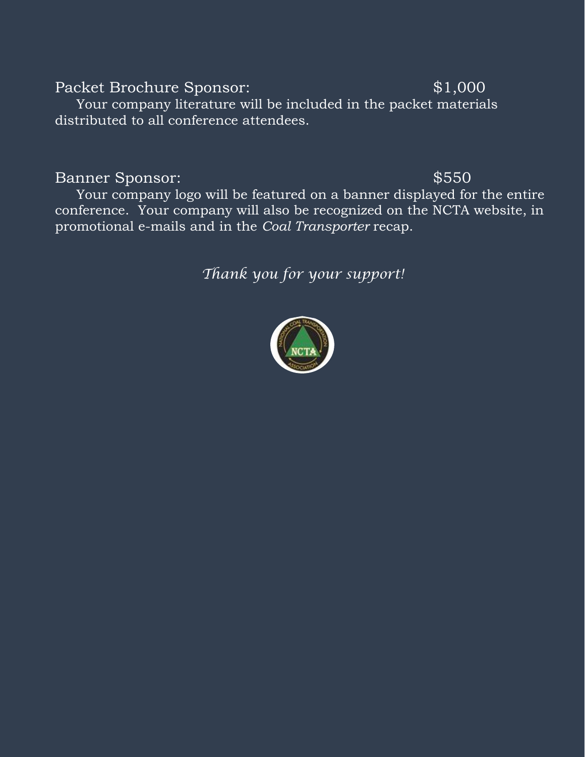Packet Brochure Sponsor: $1,000

Your company literature will be included in the packet materials distributed to all conference attendees.

Banner Sponsor: $550

Your company logo will be featured on a banner displayed for the entire conference. Your company will also be recognized on the NCTA website, in promotional e-mails and in the *Coal Transporter* recap.

*Thank you for your support!*